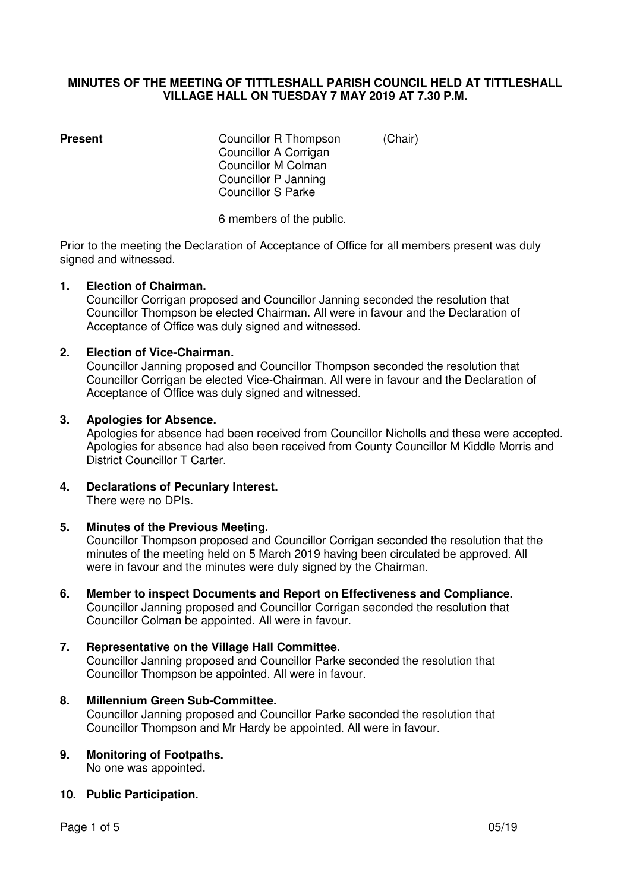**MINUTES OF THE MEETING OF TITTLESHALL PARISH COUNCIL HELD AT TITTLESHALL VILLAGE HALL ON TUESDAY 7 MAY 2019 AT 7.30 P.M.**

**Present**

Councillor R Thompson (Chair)
Councillor A Corrigan
Councillor M Colman
Councillor P Janning
Councillor S Parke

6 members of the public.

Prior to the meeting the Declaration of Acceptance of Office for all members present was duly signed and witnessed.

**1. Election of Chairman.**
Councillor Corrigan proposed and Councillor Janning seconded the resolution that Councillor Thompson be elected Chairman. All were in favour and the Declaration of Acceptance of Office was duly signed and witnessed.

**2. Election of Vice-Chairman.**
Councillor Janning proposed and Councillor Thompson seconded the resolution that Councillor Corrigan be elected Vice-Chairman. All were in favour and the Declaration of Acceptance of Office was duly signed and witnessed.

**3. Apologies for Absence.**
Apologies for absence had been received from Councillor Nicholls and these were accepted. Apologies for absence had also been received from County Councillor M Kiddle Morris and District Councillor T Carter.

**4. Declarations of Pecuniary Interest.**
There were no DPIs.

**5. Minutes of the Previous Meeting.**
Councillor Thompson proposed and Councillor Corrigan seconded the resolution that the minutes of the meeting held on 5 March 2019 having been circulated be approved. All were in favour and the minutes were duly signed by the Chairman.

**6. Member to inspect Documents and Report on Effectiveness and Compliance.**
Councillor Janning proposed and Councillor Corrigan seconded the resolution that Councillor Colman be appointed. All were in favour.

**7. Representative on the Village Hall Committee.**
Councillor Janning proposed and Councillor Parke seconded the resolution that Councillor Thompson be appointed. All were in favour.

**8. Millennium Green Sub-Committee.**
Councillor Janning proposed and Councillor Parke seconded the resolution that Councillor Thompson and Mr Hardy be appointed. All were in favour.

**9. Monitoring of Footpaths.**
No one was appointed.

**10. Public Participation.**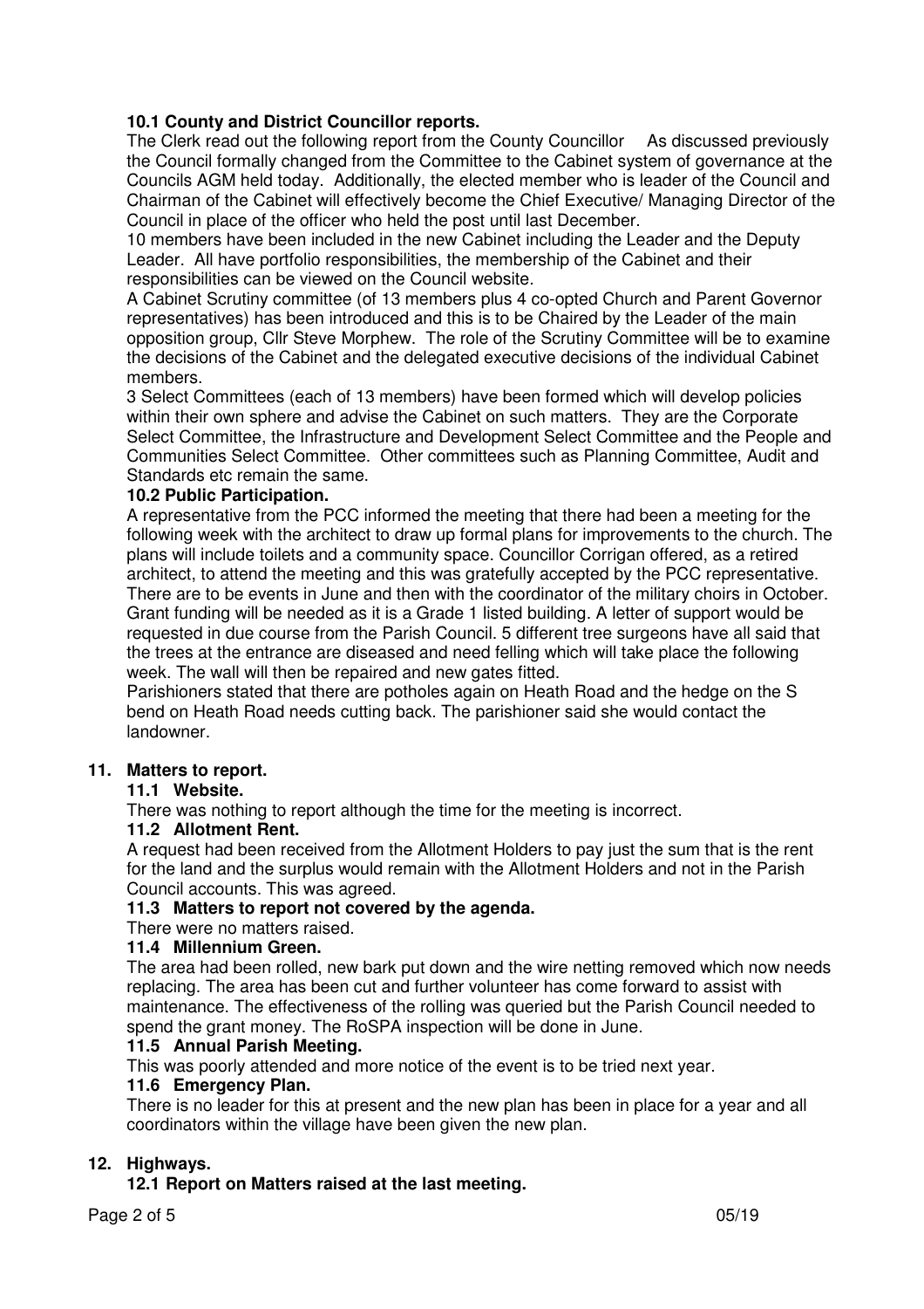### 10.1 County and District Councillor reports.

The Clerk read out the following report from the County Councillor As discussed previously the Council formally changed from the Committee to the Cabinet system of governance at the Councils AGM held today. Additionally, the elected member who is leader of the Council and Chairman of the Cabinet will effectively become the Chief Executive/ Managing Director of the Council in place of the officer who held the post until last December.

10 members have been included in the new Cabinet including the Leader and the Deputy Leader. All have portfolio responsibilities, the membership of the Cabinet and their responsibilities can be viewed on the Council website.

A Cabinet Scrutiny committee (of 13 members plus 4 co-opted Church and Parent Governor representatives) has been introduced and this is to be Chaired by the Leader of the main opposition group, Cllr Steve Morphew. The role of the Scrutiny Committee will be to examine the decisions of the Cabinet and the delegated executive decisions of the individual Cabinet members.

3 Select Committees (each of 13 members) have been formed which will develop policies within their own sphere and advise the Cabinet on such matters. They are the Corporate Select Committee, the Infrastructure and Development Select Committee and the People and Communities Select Committee. Other committees such as Planning Committee, Audit and Standards etc remain the same.

### 10.2 Public Participation.

A representative from the PCC informed the meeting that there had been a meeting for the following week with the architect to draw up formal plans for improvements to the church. The plans will include toilets and a community space. Councillor Corrigan offered, as a retired architect, to attend the meeting and this was gratefully accepted by the PCC representative. There are to be events in June and then with the coordinator of the military choirs in October. Grant funding will be needed as it is a Grade 1 listed building. A letter of support would be requested in due course from the Parish Council. 5 different tree surgeons have all said that the trees at the entrance are diseased and need felling which will take place the following week. The wall will then be repaired and new gates fitted.

Parishioners stated that there are potholes again on Heath Road and the hedge on the S bend on Heath Road needs cutting back. The parishioner said she would contact the landowner.

## 11. Matters to report.

### 11.1 Website.

There was nothing to report although the time for the meeting is incorrect.

### 11.2 Allotment Rent.

A request had been received from the Allotment Holders to pay just the sum that is the rent for the land and the surplus would remain with the Allotment Holders and not in the Parish Council accounts. This was agreed.

### 11.3 Matters to report not covered by the agenda.

There were no matters raised.

### 11.4 Millennium Green.

The area had been rolled, new bark put down and the wire netting removed which now needs replacing. The area has been cut and further volunteer has come forward to assist with maintenance. The effectiveness of the rolling was queried but the Parish Council needed to spend the grant money. The RoSPA inspection will be done in June.

### 11.5 Annual Parish Meeting.

This was poorly attended and more notice of the event is to be tried next year.

### 11.6 Emergency Plan.

There is no leader for this at present and the new plan has been in place for a year and all coordinators within the village have been given the new plan.

## 12. Highways.

### 12.1 Report on Matters raised at the last meeting.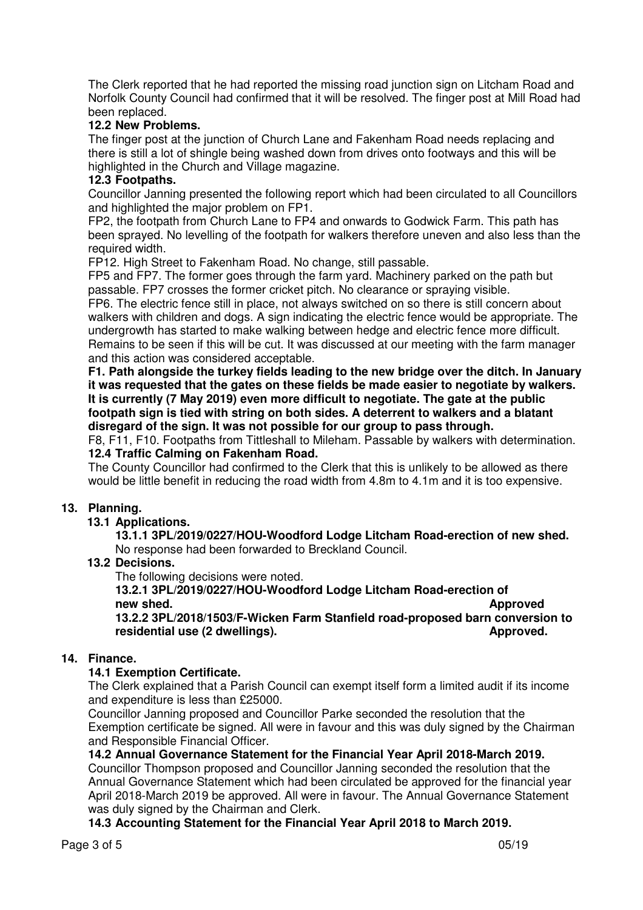The Clerk reported that he had reported the missing road junction sign on Litcham Road and Norfolk County Council had confirmed that it will be resolved. The finger post at Mill Road had been replaced.

**12.2 New Problems.**

The finger post at the junction of Church Lane and Fakenham Road needs replacing and there is still a lot of shingle being washed down from drives onto footways and this will be highlighted in the Church and Village magazine.

**12.3 Footpaths.**

Councillor Janning presented the following report which had been circulated to all Councillors and highlighted the major problem on FP1.

FP2, the footpath from Church Lane to FP4 and onwards to Godwick Farm. This path has been sprayed. No levelling of the footpath for walkers therefore uneven and also less than the required width.

FP12. High Street to Fakenham Road. No change, still passable.

FP5 and FP7. The former goes through the farm yard. Machinery parked on the path but passable. FP7 crosses the former cricket pitch. No clearance or spraying visible.

FP6. The electric fence still in place, not always switched on so there is still concern about walkers with children and dogs. A sign indicating the electric fence would be appropriate. The undergrowth has started to make walking between hedge and electric fence more difficult. Remains to be seen if this will be cut. It was discussed at our meeting with the farm manager and this action was considered acceptable.

**F1. Path alongside the turkey fields leading to the new bridge over the ditch. In January it was requested that the gates on these fields be made easier to negotiate by walkers. It is currently (7 May 2019) even more difficult to negotiate. The gate at the public footpath sign is tied with string on both sides. A deterrent to walkers and a blatant disregard of the sign. It was not possible for our group to pass through.**

F8, F11, F10. Footpaths from Tittleshall to Mileham. Passable by walkers with determination.

**12.4 Traffic Calming on Fakenham Road.**

The County Councillor had confirmed to the Clerk that this is unlikely to be allowed as there would be little benefit in reducing the road width from 4.8m to 4.1m and it is too expensive.

## 13. Planning.

**13.1 Applications.**

**13.1.1 3PL/2019/0227/HOU-Woodford Lodge Litcham Road-erection of new shed.**
No response had been forwarded to Breckland Council.

**13.2 Decisions.**

The following decisions were noted.

**13.2.1 3PL/2019/0227/HOU-Woodford Lodge Litcham Road-erection of new shed. Approved**

**13.2.2 3PL/2018/1503/F-Wicken Farm Stanfield road-proposed barn conversion to residential use (2 dwellings). Approved.**

## 14. Finance.

**14.1 Exemption Certificate.**

The Clerk explained that a Parish Council can exempt itself form a limited audit if its income and expenditure is less than £25000.

Councillor Janning proposed and Councillor Parke seconded the resolution that the Exemption certificate be signed. All were in favour and this was duly signed by the Chairman and Responsible Financial Officer.

**14.2 Annual Governance Statement for the Financial Year April 2018-March 2019.**

Councillor Thompson proposed and Councillor Janning seconded the resolution that the Annual Governance Statement which had been circulated be approved for the financial year April 2018-March 2019 be approved. All were in favour. The Annual Governance Statement was duly signed by the Chairman and Clerk.

**14.3 Accounting Statement for the Financial Year April 2018 to March 2019.**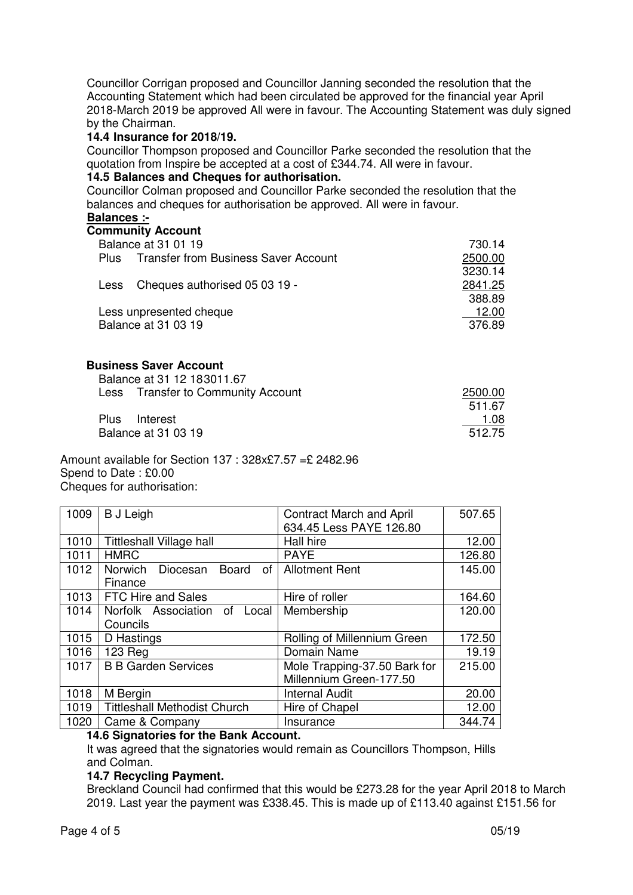Councillor Corrigan proposed and Councillor Janning seconded the resolution that the Accounting Statement which had been circulated be approved for the financial year April 2018-March 2019 be approved All were in favour. The Accounting Statement was duly signed by the Chairman.

**14.4 Insurance for 2018/19.**

Councillor Thompson proposed and Councillor Parke seconded the resolution that the quotation from Inspire be accepted at a cost of £344.74. All were in favour.

**14.5 Balances and Cheques for authorisation.**

Councillor Colman proposed and Councillor Parke seconded the resolution that the balances and cheques for authorisation be approved. All were in favour.

**Balances :-**

**Community Account**

| | |
|---|---|
| Balance at 31 01 19 | 730.14 |
| Plus Transfer from Business Saver Account | 2500.00 |
| | 3230.14 |
| Less Cheques authorised 05 03 19 - | 2841.25 |
| | 388.89 |
| Less unpresented cheque | 12.00 |
| Balance at 31 03 19 | 376.89 |

**Business Saver Account**

| | |
|---|---|
| Balance at 31 12 183011.67 | |
| Less Transfer to Community Account | 2500.00 |
| | 511.67 |
| Plus Interest | 1.08 |
| Balance at 31 03 19 | 512.75 |

Amount available for Section 137 : 328x£7.57 =£ 2482.96
Spend to Date : £0.00
Cheques for authorisation:

| | | | |
|---|---|---|---|
| 1009 | B J Leigh | Contract March and April 634.45 Less PAYE 126.80 | 507.65 |
| 1010 | Tittleshall Village hall | Hall hire | 12.00 |
| 1011 | HMRC | PAYE | 126.80 |
| 1012 | Norwich Diocesan Board of Finance | Allotment Rent | 145.00 |
| 1013 | FTC Hire and Sales | Hire of roller | 164.60 |
| 1014 | Norfolk Association of Local Councils | Membership | 120.00 |
| 1015 | D Hastings | Rolling of Millennium Green | 172.50 |
| 1016 | 123 Reg | Domain Name | 19.19 |
| 1017 | B B Garden Services | Mole Trapping-37.50 Bark for Millennium Green-177.50 | 215.00 |
| 1018 | M Bergin | Internal Audit | 20.00 |
| 1019 | Tittleshall Methodist Church | Hire of Chapel | 12.00 |
| 1020 | Came & Company | Insurance | 344.74 |

**14.6 Signatories for the Bank Account.**

It was agreed that the signatories would remain as Councillors Thompson, Hills and Colman.

**14.7 Recycling Payment.**

Breckland Council had confirmed that this would be £273.28 for the year April 2018 to March 2019. Last year the payment was £338.45. This is made up of £113.40 against £151.56 for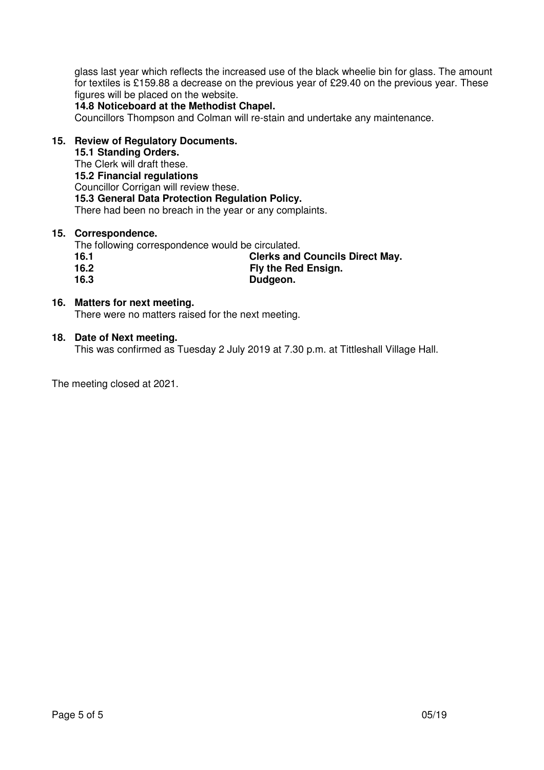glass last year which reflects the increased use of the black wheelie bin for glass. The amount for textiles is £159.88 a decrease on the previous year of £29.40 on the previous year. These figures will be placed on the website.

**14.8 Noticeboard at the Methodist Chapel.**

Councillors Thompson and Colman will re-stain and undertake any maintenance.

**15. Review of Regulatory Documents.**

**15.1 Standing Orders.**

The Clerk will draft these.

**15.2 Financial regulations**

Councillor Corrigan will review these.

**15.3 General Data Protection Regulation Policy.**

There had been no breach in the year or any complaints.

**15. Correspondence.**

The following correspondence would be circulated.

| | |
|---|---|
| **16.1** | **Clerks and Councils Direct May.** |
| **16.2** | **Fly the Red Ensign.** |
| **16.3** | **Dudgeon.** |

**16. Matters for next meeting.**

There were no matters raised for the next meeting.

**18. Date of Next meeting.**

This was confirmed as Tuesday 2 July 2019 at 7.30 p.m. at Tittleshall Village Hall.

The meeting closed at 2021.